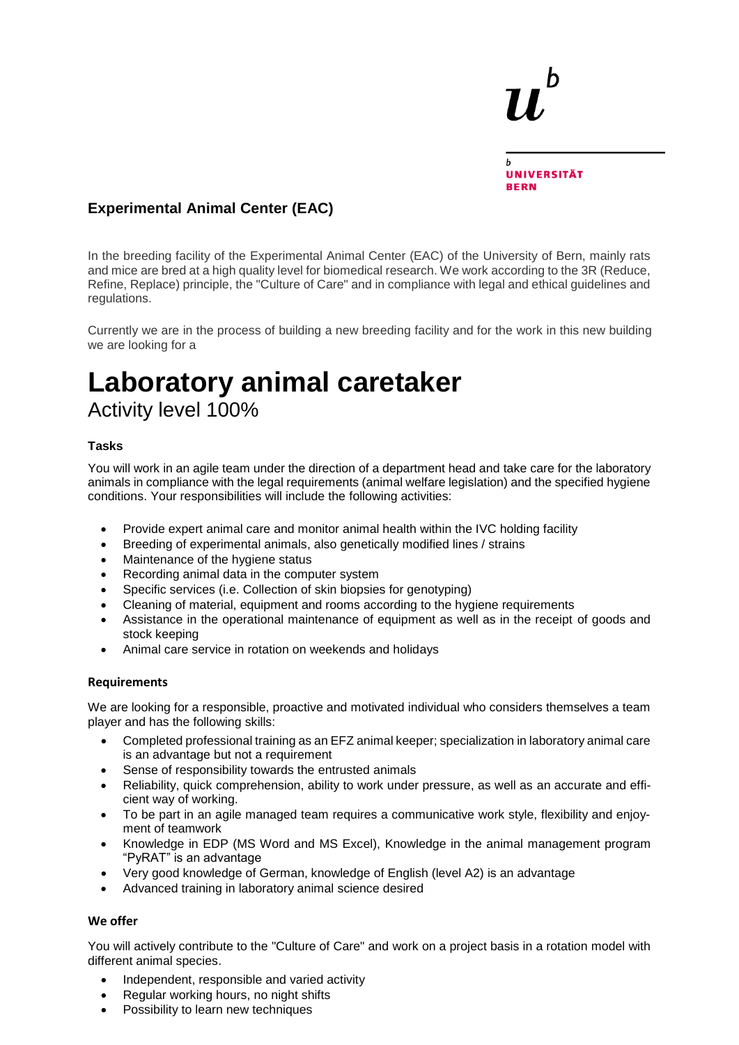UNIVERSITÄT BERN

## Experimental Animal Center (EAC)

In the breeding facility of the Experimental Animal Center (EAC) of the University of Bern, mainly rats and mice are bred at a high quality level for biomedical research. We work according to the 3R (Reduce, Refine, Replace) principle, the "Culture of Care" and in compliance with legal and ethical guidelines and regulations.

Currently we are in the process of building a new breeding facility and for the work in this new building we are looking for a

# Laboratory animal caretaker

Activity level 100%

### Tasks

You will work in an agile team under the direction of a department head and take care for the laboratory animals in compliance with the legal requirements (animal welfare legislation) and the specified hygiene conditions. Your responsibilities will include the following activities:

- Provide expert animal care and monitor animal health within the IVC holding facility
- Breeding of experimental animals, also genetically modified lines / strains
- Maintenance of the hygiene status
- Recording animal data in the computer system
- Specific services (i.e. Collection of skin biopsies for genotyping)
- Cleaning of material, equipment and rooms according to the hygiene requirements
- Assistance in the operational maintenance of equipment as well as in the receipt of goods and stock keeping
- Animal care service in rotation on weekends and holidays

### Requirements

We are looking for a responsible, proactive and motivated individual who considers themselves a team player and has the following skills:

- Completed professional training as an EFZ animal keeper; specialization in laboratory animal care is an advantage but not a requirement
- Sense of responsibility towards the entrusted animals
- Reliability, quick comprehension, ability to work under pressure, as well as an accurate and efficient way of working.
- To be part in an agile managed team requires a communicative work style, flexibility and enjoyment of teamwork
- Knowledge in EDP (MS Word and MS Excel), Knowledge in the animal management program "PyRAT" is an advantage
- Very good knowledge of German, knowledge of English (level A2) is an advantage
- Advanced training in laboratory animal science desired

### We offer

You will actively contribute to the "Culture of Care" and work on a project basis in a rotation model with different animal species.

- Independent, responsible and varied activity
- Regular working hours, no night shifts
- Possibility to learn new techniques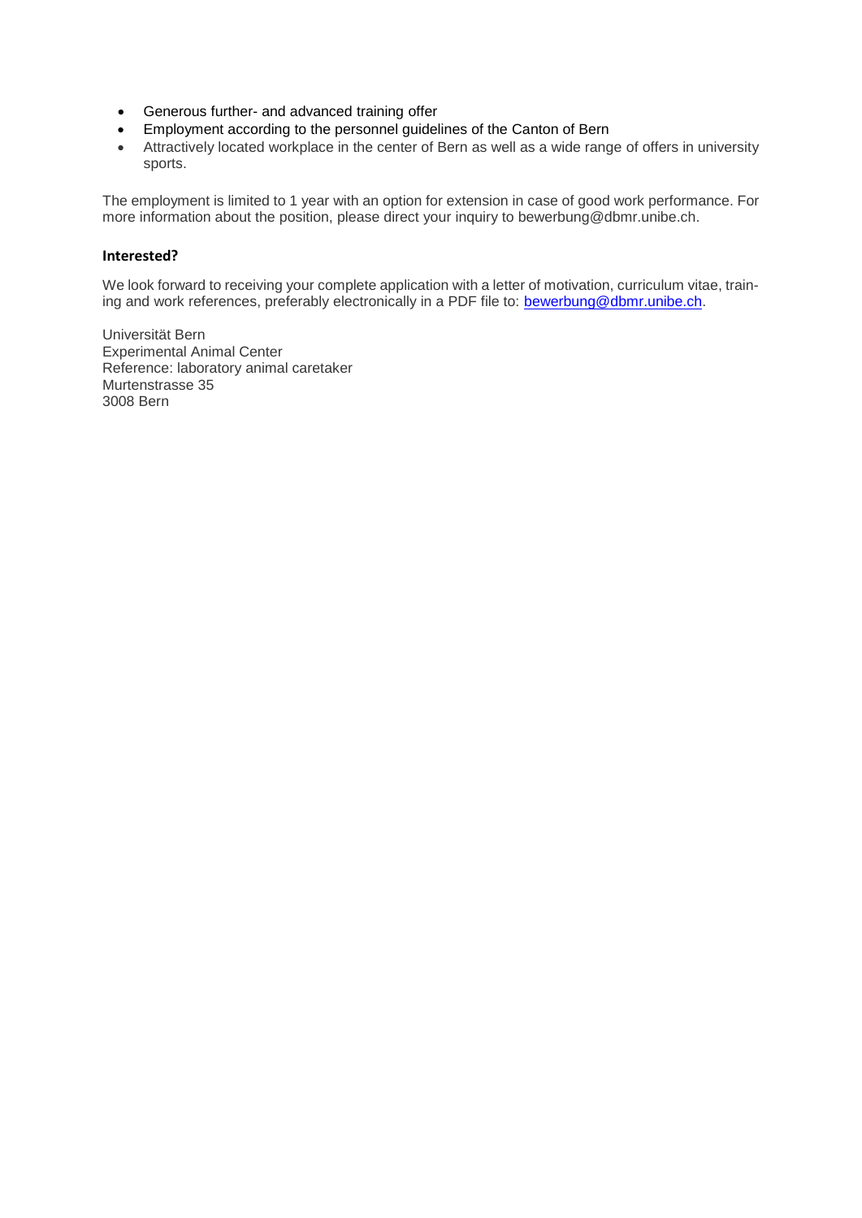- Generous further- and advanced training offer
- Employment according to the personnel guidelines of the Canton of Bern
- Attractively located workplace in the center of Bern as well as a wide range of offers in university sports.

The employment is limited to 1 year with an option for extension in case of good work performance. For more information about the position, please direct your inquiry to bewerbung@dbmr.unibe.ch.

**Interested?**

We look forward to receiving your complete application with a letter of motivation, curriculum vitae, training and work references, preferably electronically in a PDF file to: bewerbung@dbmr.unibe.ch.

Universität Bern  
Experimental Animal Center  
Reference: laboratory animal caretaker  
Murtenstrasse 35  
3008 Bern